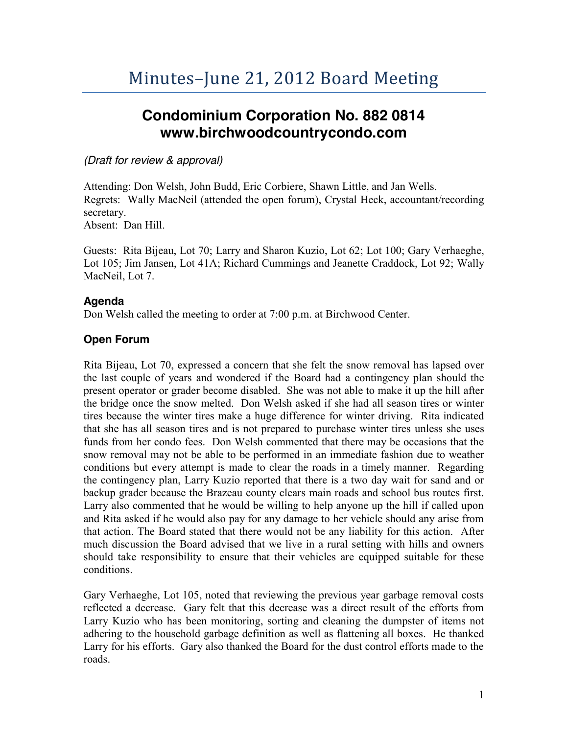# Minutes–June 21, 2012 Board Meeting

## Condominium Corporation No. 882 0814
## www.birchwoodcountrycondo.com

*(Draft for review & approval)*

Attending: Don Welsh, John Budd, Eric Corbiere, Shawn Little, and Jan Wells.
Regrets: Wally MacNeil (attended the open forum), Crystal Heck, accountant/recording secretary.
Absent: Dan Hill.

Guests: Rita Bijeau, Lot 70; Larry and Sharon Kuzio, Lot 62; Lot 100; Gary Verhaeghe, Lot 105; Jim Jansen, Lot 41A; Richard Cummings and Jeanette Craddock, Lot 92; Wally MacNeil, Lot 7.

### Agenda

Don Welsh called the meeting to order at 7:00 p.m. at Birchwood Center.

### Open Forum

Rita Bijeau, Lot 70, expressed a concern that she felt the snow removal has lapsed over the last couple of years and wondered if the Board had a contingency plan should the present operator or grader become disabled. She was not able to make it up the hill after the bridge once the snow melted. Don Welsh asked if she had all season tires or winter tires because the winter tires make a huge difference for winter driving. Rita indicated that she has all season tires and is not prepared to purchase winter tires unless she uses funds from her condo fees. Don Welsh commented that there may be occasions that the snow removal may not be able to be performed in an immediate fashion due to weather conditions but every attempt is made to clear the roads in a timely manner. Regarding the contingency plan, Larry Kuzio reported that there is a two day wait for sand and or backup grader because the Brazeau county clears main roads and school bus routes first. Larry also commented that he would be willing to help anyone up the hill if called upon and Rita asked if he would also pay for any damage to her vehicle should any arise from that action. The Board stated that there would not be any liability for this action. After much discussion the Board advised that we live in a rural setting with hills and owners should take responsibility to ensure that their vehicles are equipped suitable for these conditions.

Gary Verhaeghe, Lot 105, noted that reviewing the previous year garbage removal costs reflected a decrease. Gary felt that this decrease was a direct result of the efforts from Larry Kuzio who has been monitoring, sorting and cleaning the dumpster of items not adhering to the household garbage definition as well as flattening all boxes. He thanked Larry for his efforts. Gary also thanked the Board for the dust control efforts made to the roads.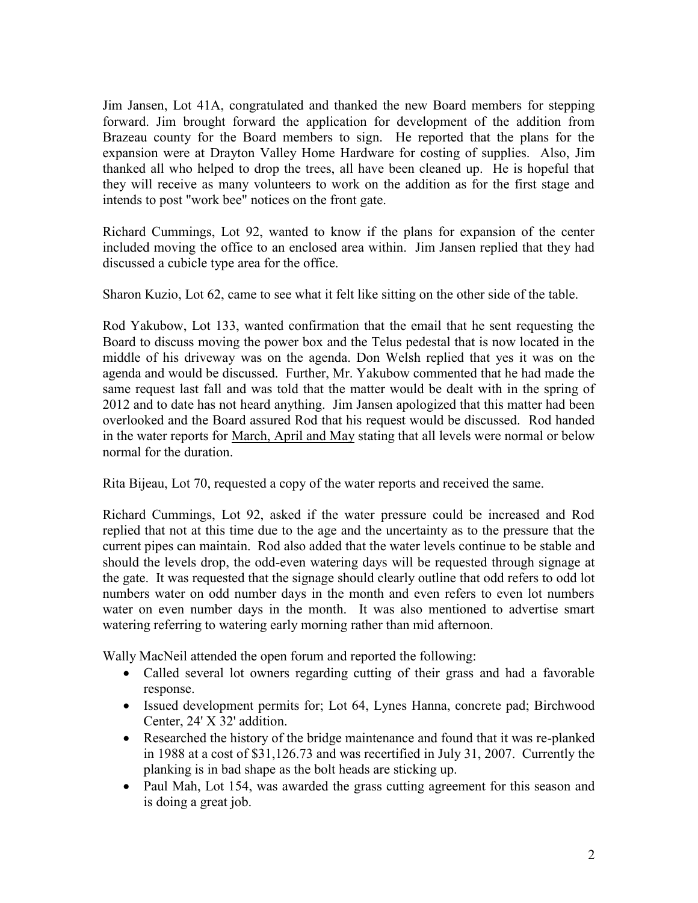Jim Jansen, Lot 41A, congratulated and thanked the new Board members for stepping forward. Jim brought forward the application for development of the addition from Brazeau county for the Board members to sign. He reported that the plans for the expansion were at Drayton Valley Home Hardware for costing of supplies. Also, Jim thanked all who helped to drop the trees, all have been cleaned up. He is hopeful that they will receive as many volunteers to work on the addition as for the first stage and intends to post "work bee" notices on the front gate.

Richard Cummings, Lot 92, wanted to know if the plans for expansion of the center included moving the office to an enclosed area within. Jim Jansen replied that they had discussed a cubicle type area for the office.

Sharon Kuzio, Lot 62, came to see what it felt like sitting on the other side of the table.

Rod Yakubow, Lot 133, wanted confirmation that the email that he sent requesting the Board to discuss moving the power box and the Telus pedestal that is now located in the middle of his driveway was on the agenda. Don Welsh replied that yes it was on the agenda and would be discussed. Further, Mr. Yakubow commented that he had made the same request last fall and was told that the matter would be dealt with in the spring of 2012 and to date has not heard anything. Jim Jansen apologized that this matter had been overlooked and the Board assured Rod that his request would be discussed. Rod handed in the water reports for <u>March, April and May</u> stating that all levels were normal or below normal for the duration.

Rita Bijeau, Lot 70, requested a copy of the water reports and received the same.

Richard Cummings, Lot 92, asked if the water pressure could be increased and Rod replied that not at this time due to the age and the uncertainty as to the pressure that the current pipes can maintain. Rod also added that the water levels continue to be stable and should the levels drop, the odd-even watering days will be requested through signage at the gate. It was requested that the signage should clearly outline that odd refers to odd lot numbers water on odd number days in the month and even refers to even lot numbers water on even number days in the month. It was also mentioned to advertise smart watering referring to watering early morning rather than mid afternoon.

Wally MacNeil attended the open forum and reported the following:

- Called several lot owners regarding cutting of their grass and had a favorable response.
- Issued development permits for; Lot 64, Lynes Hanna, concrete pad; Birchwood Center, 24' X 32' addition.
- Researched the history of the bridge maintenance and found that it was re-planked in 1988 at a cost of $31,126.73 and was recertified in July 31, 2007. Currently the planking is in bad shape as the bolt heads are sticking up.
- Paul Mah, Lot 154, was awarded the grass cutting agreement for this season and is doing a great job.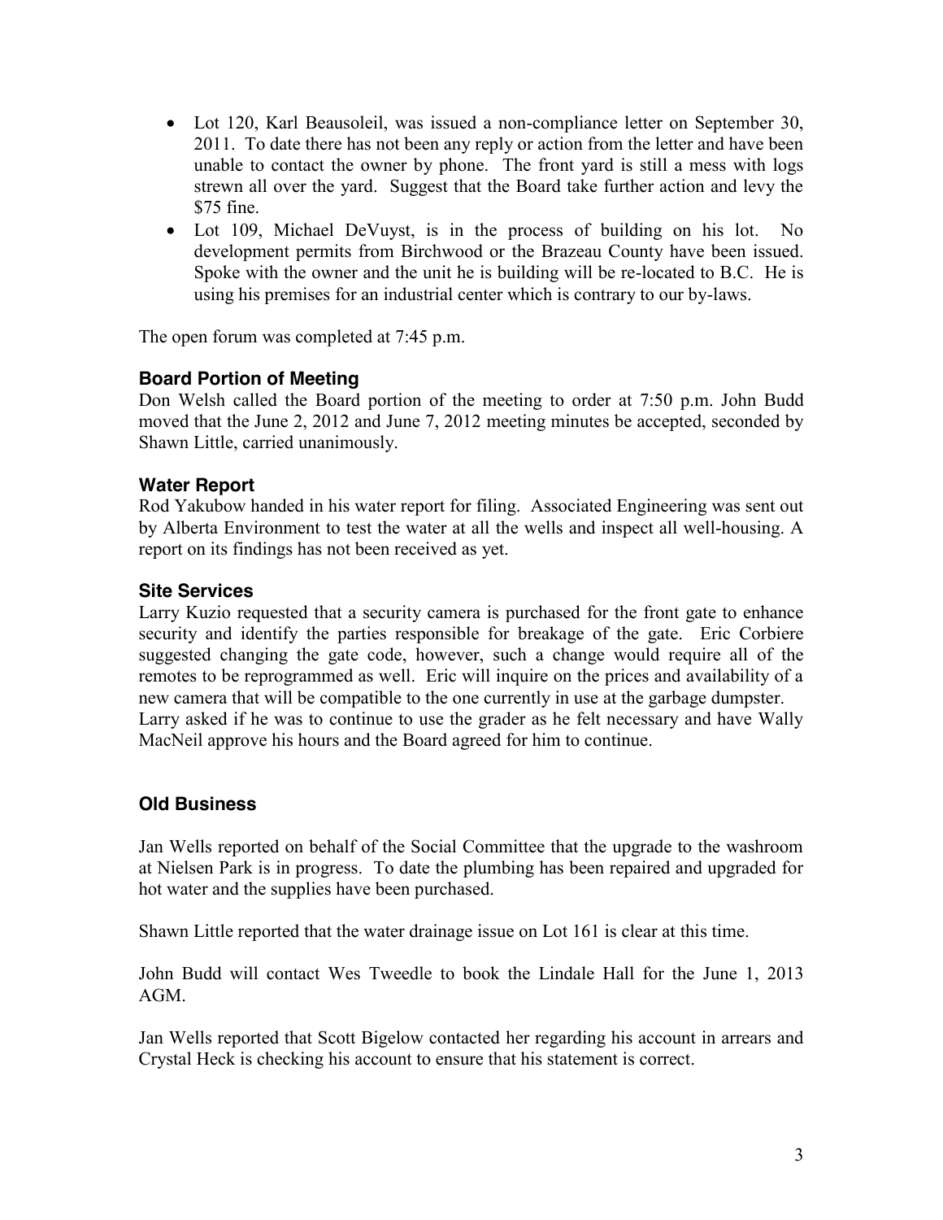- Lot 120, Karl Beausoleil, was issued a non-compliance letter on September 30, 2011. To date there has not been any reply or action from the letter and have been unable to contact the owner by phone. The front yard is still a mess with logs strewn all over the yard. Suggest that the Board take further action and levy the $75 fine.
- Lot 109, Michael DeVuyst, is in the process of building on his lot. No development permits from Birchwood or the Brazeau County have been issued. Spoke with the owner and the unit he is building will be re-located to B.C. He is using his premises for an industrial center which is contrary to our by-laws.

The open forum was completed at 7:45 p.m.

### Board Portion of Meeting

Don Welsh called the Board portion of the meeting to order at 7:50 p.m. John Budd moved that the June 2, 2012 and June 7, 2012 meeting minutes be accepted, seconded by Shawn Little, carried unanimously.

### Water Report

Rod Yakubow handed in his water report for filing. Associated Engineering was sent out by Alberta Environment to test the water at all the wells and inspect all well-housing. A report on its findings has not been received as yet.

### Site Services

Larry Kuzio requested that a security camera is purchased for the front gate to enhance security and identify the parties responsible for breakage of the gate. Eric Corbiere suggested changing the gate code, however, such a change would require all of the remotes to be reprogrammed as well. Eric will inquire on the prices and availability of a new camera that will be compatible to the one currently in use at the garbage dumpster. Larry asked if he was to continue to use the grader as he felt necessary and have Wally MacNeil approve his hours and the Board agreed for him to continue.

### Old Business

Jan Wells reported on behalf of the Social Committee that the upgrade to the washroom at Nielsen Park is in progress. To date the plumbing has been repaired and upgraded for hot water and the supplies have been purchased.

Shawn Little reported that the water drainage issue on Lot 161 is clear at this time.

John Budd will contact Wes Tweedle to book the Lindale Hall for the June 1, 2013 AGM.

Jan Wells reported that Scott Bigelow contacted her regarding his account in arrears and Crystal Heck is checking his account to ensure that his statement is correct.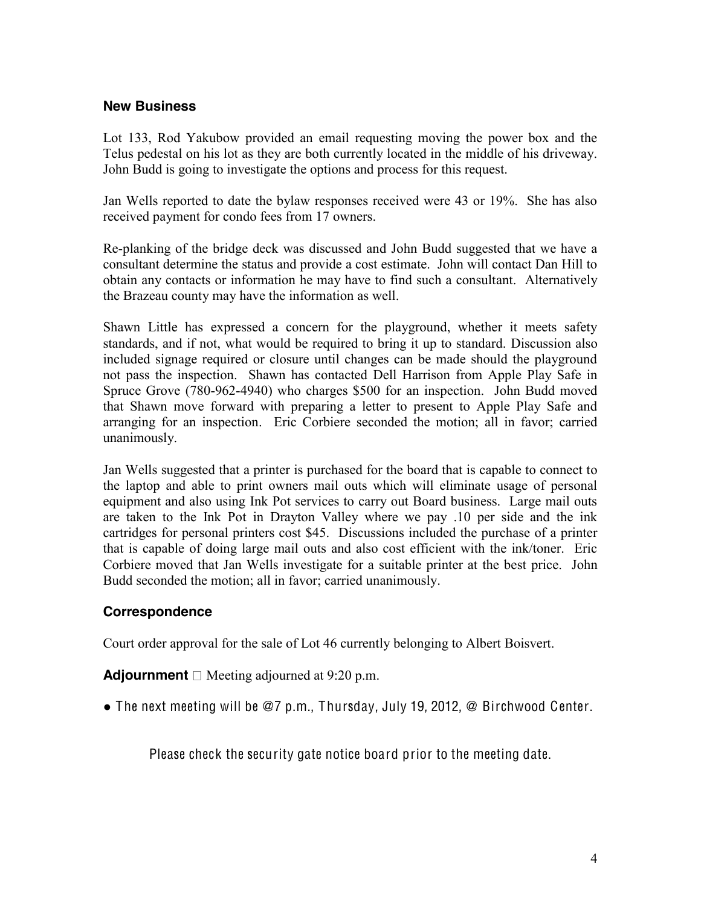## New Business

Lot 133, Rod Yakubow provided an email requesting moving the power box and the Telus pedestal on his lot as they are both currently located in the middle of his driveway. John Budd is going to investigate the options and process for this request.

Jan Wells reported to date the bylaw responses received were 43 or 19%. She has also received payment for condo fees from 17 owners.

Re-planking of the bridge deck was discussed and John Budd suggested that we have a consultant determine the status and provide a cost estimate. John will contact Dan Hill to obtain any contacts or information he may have to find such a consultant. Alternatively the Brazeau county may have the information as well.

Shawn Little has expressed a concern for the playground, whether it meets safety standards, and if not, what would be required to bring it up to standard. Discussion also included signage required or closure until changes can be made should the playground not pass the inspection. Shawn has contacted Dell Harrison from Apple Play Safe in Spruce Grove (780-962-4940) who charges $500 for an inspection. John Budd moved that Shawn move forward with preparing a letter to present to Apple Play Safe and arranging for an inspection. Eric Corbiere seconded the motion; all in favor; carried unanimously.

Jan Wells suggested that a printer is purchased for the board that is capable to connect to the laptop and able to print owners mail outs which will eliminate usage of personal equipment and also using Ink Pot services to carry out Board business. Large mail outs are taken to the Ink Pot in Drayton Valley where we pay .10 per side and the ink cartridges for personal printers cost $45. Discussions included the purchase of a printer that is capable of doing large mail outs and also cost efficient with the ink/toner. Eric Corbiere moved that Jan Wells investigate for a suitable printer at the best price. John Budd seconded the motion; all in favor; carried unanimously.

## Correspondence

Court order approval for the sale of Lot 46 currently belonging to Albert Boisvert.

**Adjournment** Meeting adjourned at 9:20 p.m.

- The next meeting will be @7 p.m., Thursday, July 19, 2012, @ Birchwood Center.

Please check the security gate notice board prior to the meeting date.